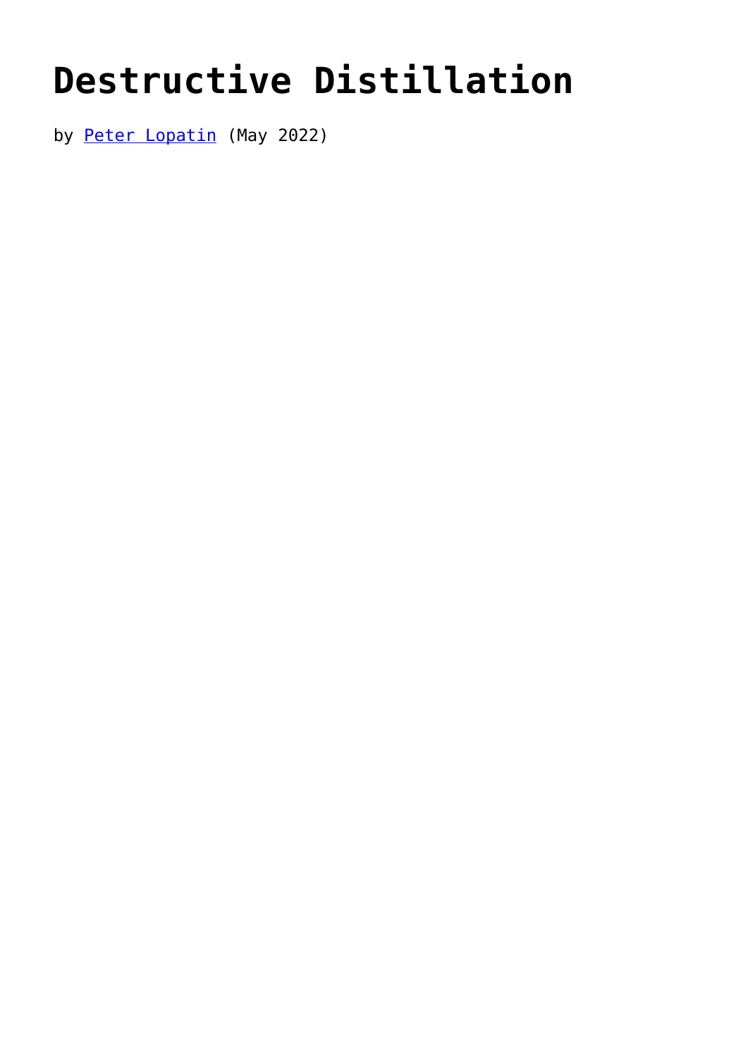# Destructive Distillation

by [Peter Lopatin]() (May 2022)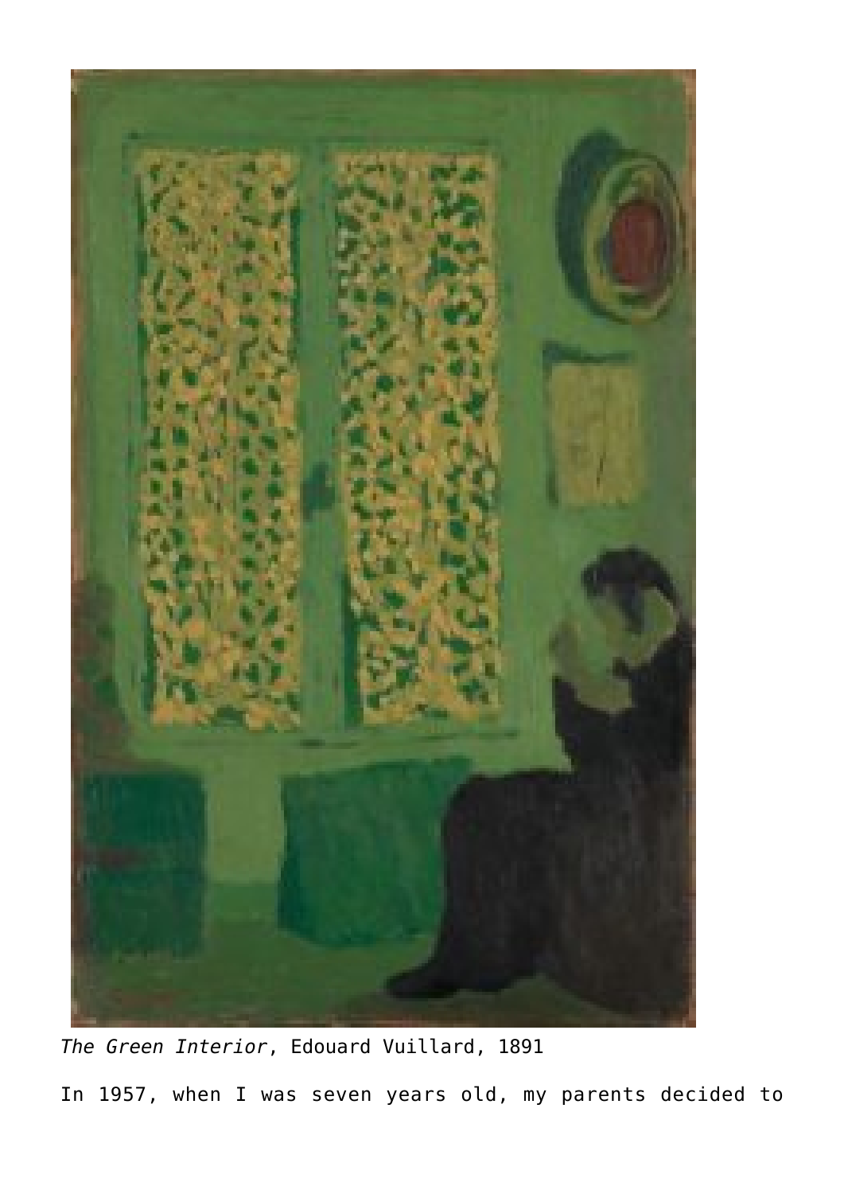*The Green Interior*, Edouard Vuillard, 1891

In 1957, when I was seven years old, my parents decided to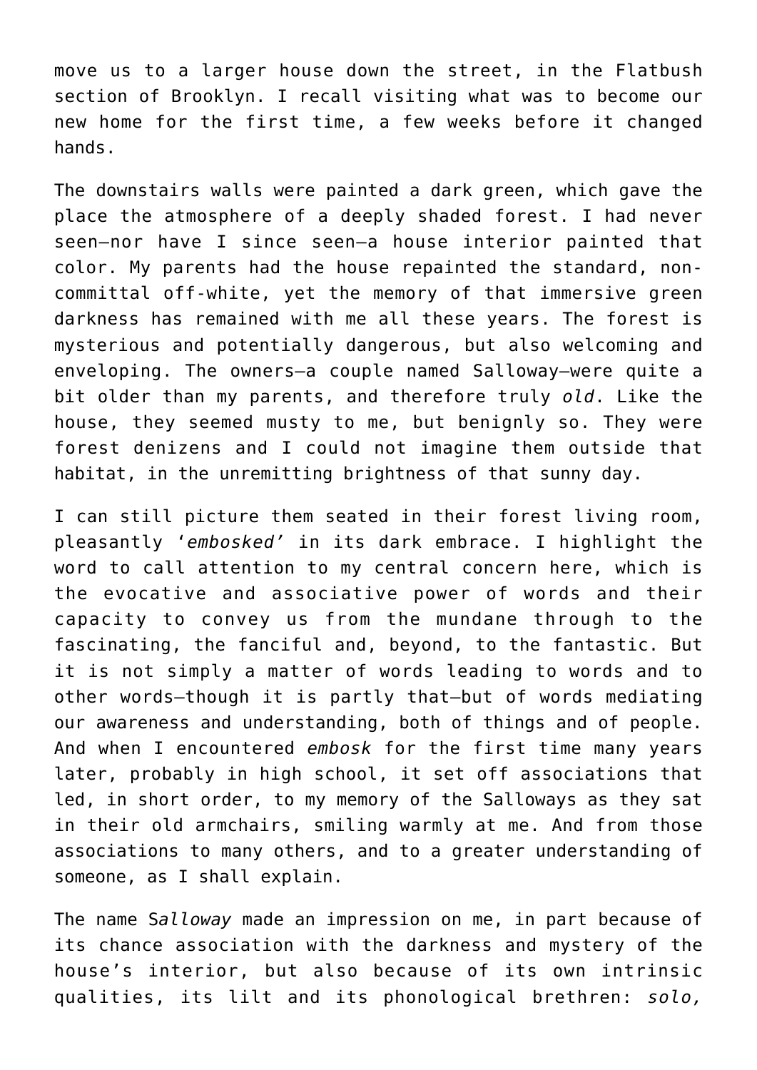move us to a larger house down the street, in the Flatbush section of Brooklyn. I recall visiting what was to become our new home for the first time, a few weeks before it changed hands.

The downstairs walls were painted a dark green, which gave the place the atmosphere of a deeply shaded forest. I had never seen—nor have I since seen—a house interior painted that color. My parents had the house repainted the standard, non-committal off-white, yet the memory of that immersive green darkness has remained with me all these years. The forest is mysterious and potentially dangerous, but also welcoming and enveloping. The owners—a couple named Salloway—were quite a bit older than my parents, and therefore truly *old*. Like the house, they seemed musty to me, but benignly so. They were forest denizens and I could not imagine them outside that habitat, in the unremitting brightness of that sunny day.

I can still picture them seated in their forest living room, pleasantly '*embosked*' in its dark embrace. I highlight the word to call attention to my central concern here, which is the evocative and associative power of words and their capacity to convey us from the mundane through to the fascinating, the fanciful and, beyond, to the fantastic. But it is not simply a matter of words leading to words and to other words—though it is partly that—but of words mediating our awareness and understanding, both of things and of people. And when I encountered *embosk* for the first time many years later, probably in high school, it set off associations that led, in short order, to my memory of the Salloways as they sat in their old armchairs, smiling warmly at me. And from those associations to many others, and to a greater understanding of someone, as I shall explain.

The name S*alloway* made an impression on me, in part because of its chance association with the darkness and mystery of the house's interior, but also because of its own intrinsic qualities, its lilt and its phonological brethren: *solo,*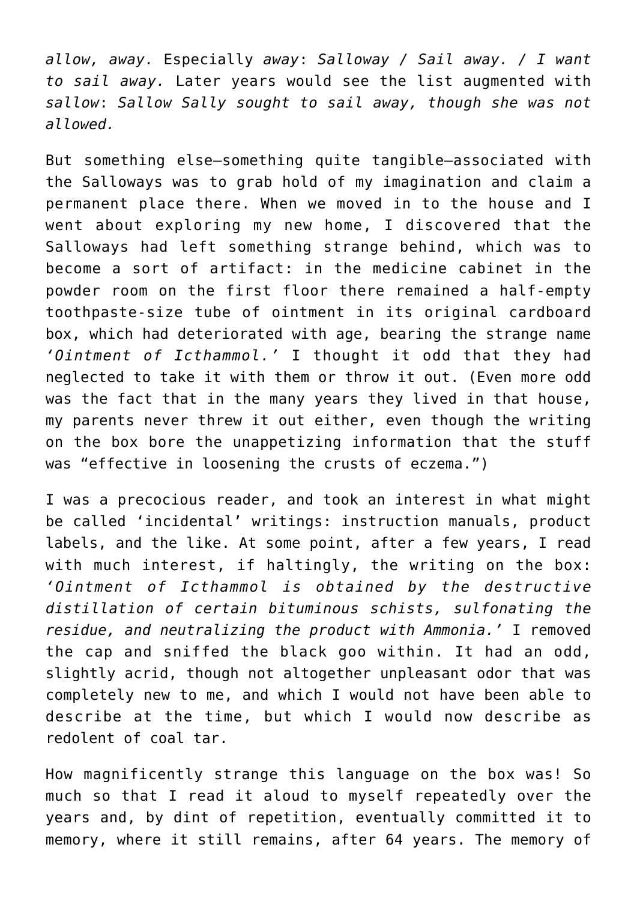*allow, away.* Especially *away*: *Salloway / Sail away. / I want to sail away.* Later years would see the list augmented with *sallow*: *Sallow Sally sought to sail away, though she was not allowed.*

But something else—something quite tangible—associated with the Salloways was to grab hold of my imagination and claim a permanent place there. When we moved in to the house and I went about exploring my new home, I discovered that the Salloways had left something strange behind, which was to become a sort of artifact: in the medicine cabinet in the powder room on the first floor there remained a half-empty toothpaste-size tube of ointment in its original cardboard box, which had deteriorated with age, bearing the strange name *'Ointment of Icthammol.'* I thought it odd that they had neglected to take it with them or throw it out. (Even more odd was the fact that in the many years they lived in that house, my parents never threw it out either, even though the writing on the box bore the unappetizing information that the stuff was "effective in loosening the crusts of eczema.")

I was a precocious reader, and took an interest in what might be called 'incidental' writings: instruction manuals, product labels, and the like. At some point, after a few years, I read with much interest, if haltingly, the writing on the box: *'Ointment of Icthammol is obtained by the destructive distillation of certain bituminous schists, sulfonating the residue, and neutralizing the product with Ammonia.'* I removed the cap and sniffed the black goo within. It had an odd, slightly acrid, though not altogether unpleasant odor that was completely new to me, and which I would not have been able to describe at the time, but which I would now describe as redolent of coal tar.

How magnificently strange this language on the box was! So much so that I read it aloud to myself repeatedly over the years and, by dint of repetition, eventually committed it to memory, where it still remains, after 64 years. The memory of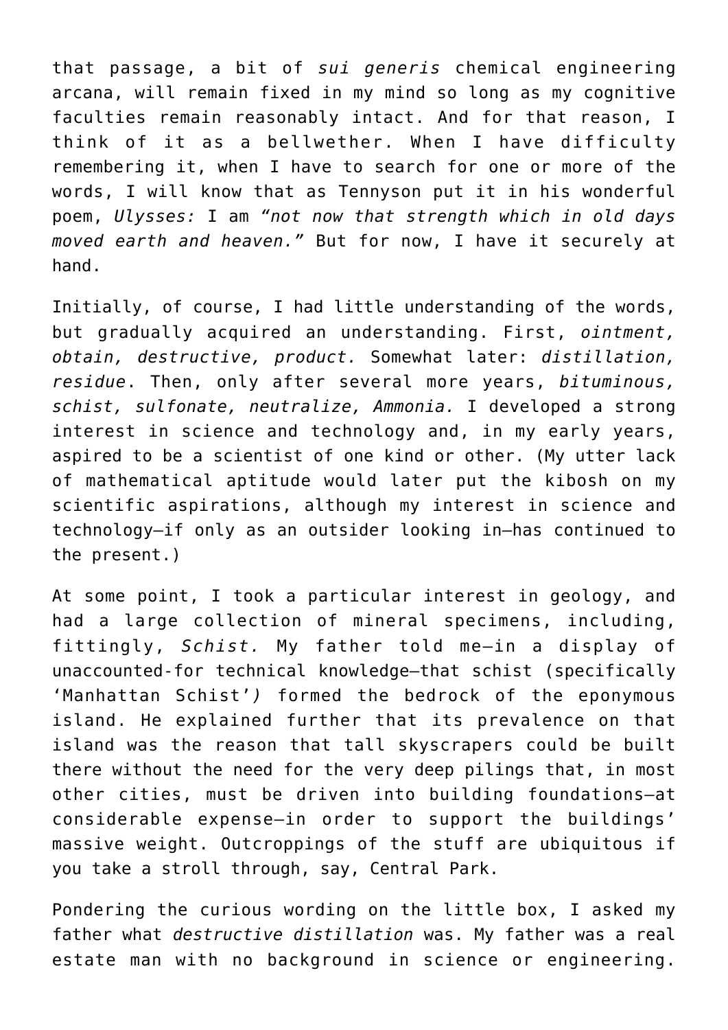that passage, a bit of *sui generis* chemical engineering arcana, will remain fixed in my mind so long as my cognitive faculties remain reasonably intact. And for that reason, I think of it as a bellwether. When I have difficulty remembering it, when I have to search for one or more of the words, I will know that as Tennyson put it in his wonderful poem, *Ulysses:* I am *"not now that strength which in old days moved earth and heaven."* But for now, I have it securely at hand.

Initially, of course, I had little understanding of the words, but gradually acquired an understanding. First, *ointment, obtain, destructive, product.* Somewhat later: *distillation, residue*. Then, only after several more years, *bituminous, schist, sulfonate, neutralize, Ammonia.* I developed a strong interest in science and technology and, in my early years, aspired to be a scientist of one kind or other. (My utter lack of mathematical aptitude would later put the kibosh on my scientific aspirations, although my interest in science and technology—if only as an outsider looking in—has continued to the present.)

At some point, I took a particular interest in geology, and had a large collection of mineral specimens, including, fittingly, *Schist.* My father told me—in a display of unaccounted-for technical knowledge—that schist (specifically 'Manhattan Schist'*)* formed the bedrock of the eponymous island. He explained further that its prevalence on that island was the reason that tall skyscrapers could be built there without the need for the very deep pilings that, in most other cities, must be driven into building foundations—at considerable expense—in order to support the buildings' massive weight. Outcroppings of the stuff are ubiquitous if you take a stroll through, say, Central Park.

Pondering the curious wording on the little box, I asked my father what *destructive distillation* was. My father was a real estate man with no background in science or engineering.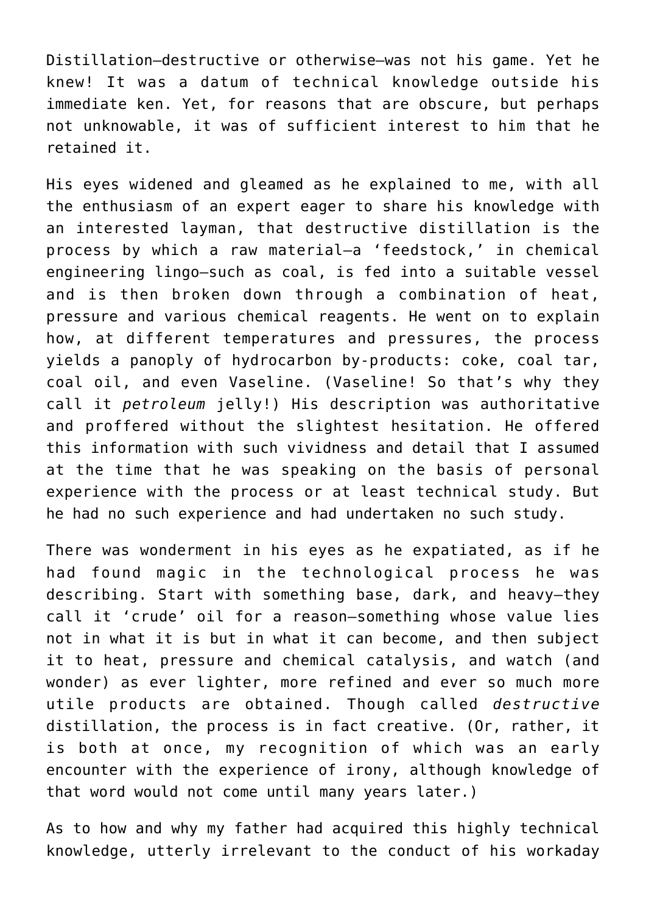Distillation—destructive or otherwise—was not his game. Yet he knew! It was a datum of technical knowledge outside his immediate ken. Yet, for reasons that are obscure, but perhaps not unknowable, it was of sufficient interest to him that he retained it.

His eyes widened and gleamed as he explained to me, with all the enthusiasm of an expert eager to share his knowledge with an interested layman, that destructive distillation is the process by which a raw material—a 'feedstock,' in chemical engineering lingo—such as coal, is fed into a suitable vessel and is then broken down through a combination of heat, pressure and various chemical reagents. He went on to explain how, at different temperatures and pressures, the process yields a panoply of hydrocarbon by-products: coke, coal tar, coal oil, and even Vaseline. (Vaseline! So that's why they call it *petroleum* jelly!) His description was authoritative and proffered without the slightest hesitation. He offered this information with such vividness and detail that I assumed at the time that he was speaking on the basis of personal experience with the process or at least technical study. But he had no such experience and had undertaken no such study.

There was wonderment in his eyes as he expatiated, as if he had found magic in the technological process he was describing. Start with something base, dark, and heavy—they call it 'crude' oil for a reason—something whose value lies not in what it is but in what it can become, and then subject it to heat, pressure and chemical catalysis, and watch (and wonder) as ever lighter, more refined and ever so much more utile products are obtained. Though called *destructive* distillation, the process is in fact creative. (Or, rather, it is both at once, my recognition of which was an early encounter with the experience of irony, although knowledge of that word would not come until many years later.)

As to how and why my father had acquired this highly technical knowledge, utterly irrelevant to the conduct of his workaday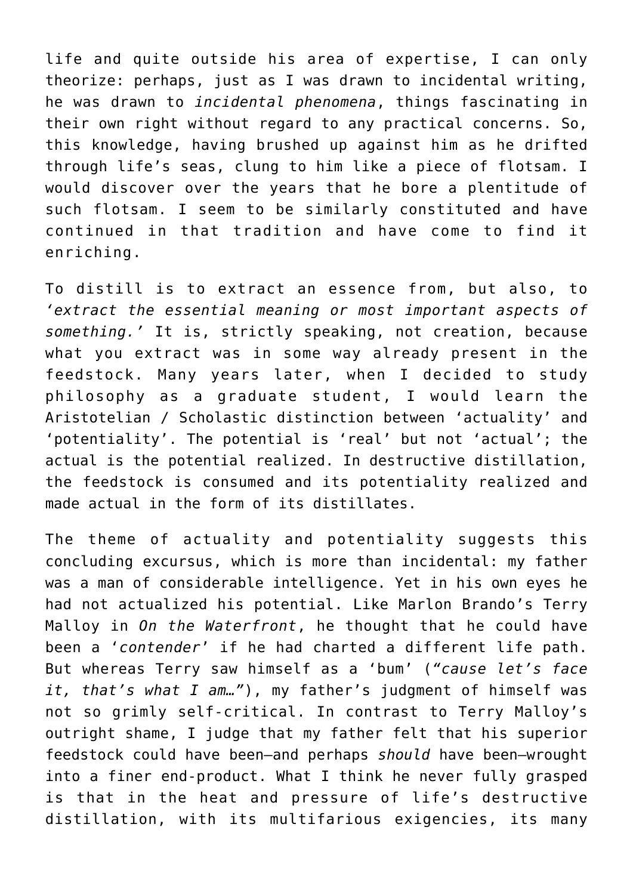life and quite outside his area of expertise, I can only theorize: perhaps, just as I was drawn to incidental writing, he was drawn to *incidental phenomena*, things fascinating in their own right without regard to any practical concerns. So, this knowledge, having brushed up against him as he drifted through life's seas, clung to him like a piece of flotsam. I would discover over the years that he bore a plentitude of such flotsam. I seem to be similarly constituted and have continued in that tradition and have come to find it enriching.

To distill is to extract an essence from, but also, to *'extract the essential meaning or most important aspects of something.'* It is, strictly speaking, not creation, because what you extract was in some way already present in the feedstock. Many years later, when I decided to study philosophy as a graduate student, I would learn the Aristotelian / Scholastic distinction between 'actuality' and 'potentiality'. The potential is 'real' but not 'actual'; the actual is the potential realized. In destructive distillation, the feedstock is consumed and its potentiality realized and made actual in the form of its distillates.

The theme of actuality and potentiality suggests this concluding excursus, which is more than incidental: my father was a man of considerable intelligence. Yet in his own eyes he had not actualized his potential. Like Marlon Brando's Terry Malloy in *On the Waterfront*, he thought that he could have been a '*contender*' if he had charted a different life path. But whereas Terry saw himself as a 'bum' (*"cause let's face it, that's what I am…"*), my father's judgment of himself was not so grimly self-critical. In contrast to Terry Malloy's outright shame, I judge that my father felt that his superior feedstock could have been—and perhaps *should* have been—wrought into a finer end-product. What I think he never fully grasped is that in the heat and pressure of life's destructive distillation, with its multifarious exigencies, its many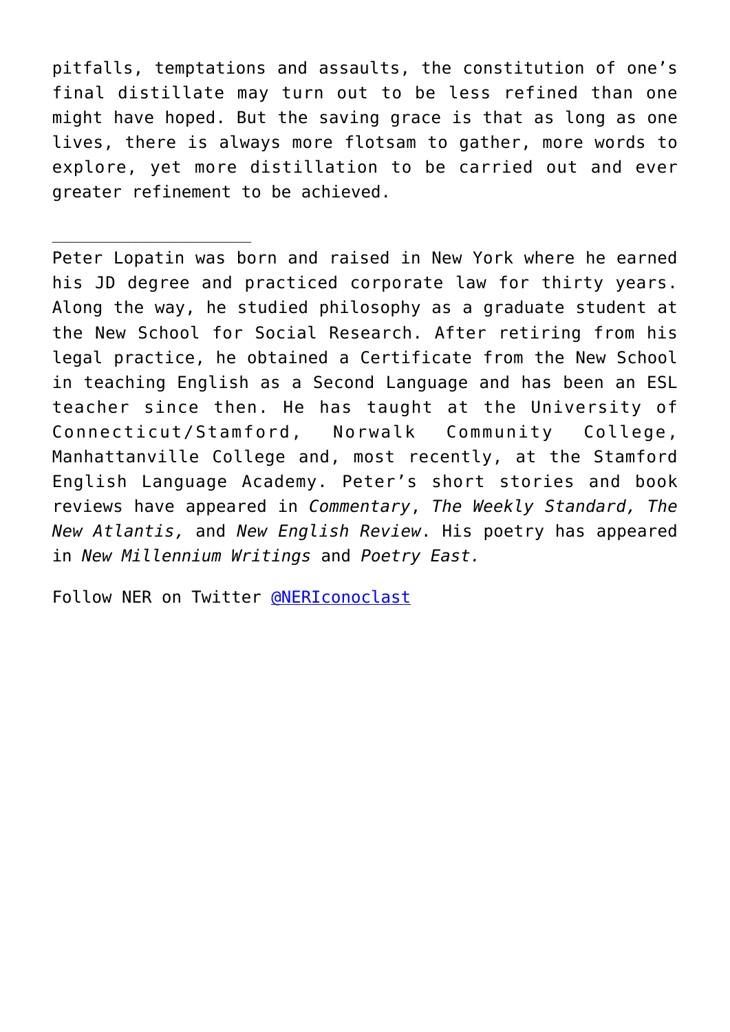pitfalls, temptations and assaults, the constitution of one's final distillate may turn out to be less refined than one might have hoped. But the saving grace is that as long as one lives, there is always more flotsam to gather, more words to explore, yet more distillation to be carried out and ever greater refinement to be achieved.

---

Peter Lopatin was born and raised in New York where he earned his JD degree and practiced corporate law for thirty years. Along the way, he studied philosophy as a graduate student at the New School for Social Research. After retiring from his legal practice, he obtained a Certificate from the New School in teaching English as a Second Language and has been an ESL teacher since then. He has taught at the University of Connecticut/Stamford, Norwalk Community College, Manhattanville College and, most recently, at the Stamford English Language Academy. Peter's short stories and book reviews have appeared in *Commentary*, *The Weekly Standard, The New Atlantis,* and *New English Review*. His poetry has appeared in *New Millennium Writings* and *Poetry East.*

Follow NER on Twitter [@NERIconoclast](https://twitter.com/NERIconoclast)